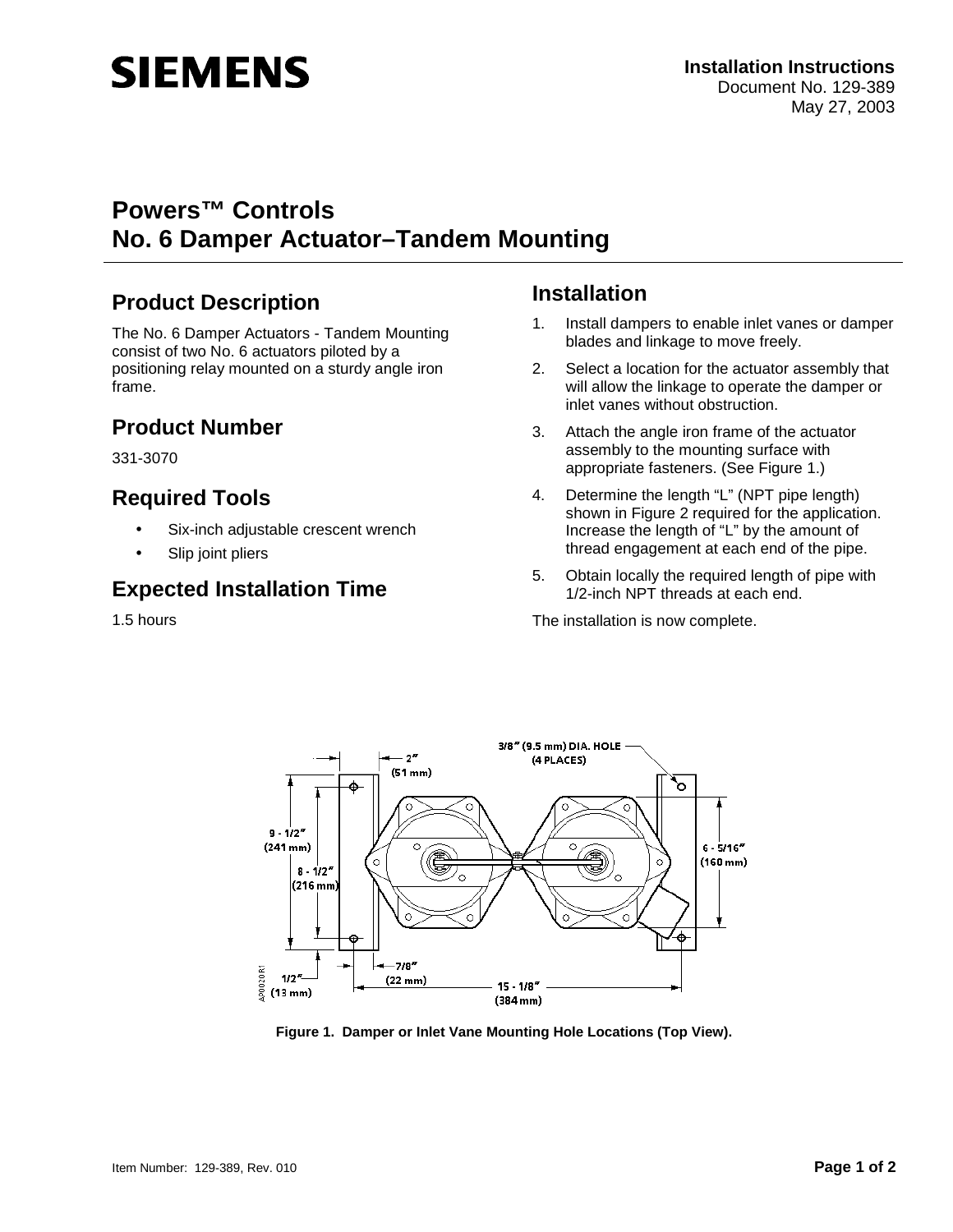**Installation Instructions**
Document No. 129-389
May 27, 2003

# Powers™ Controls
# No. 6 Damper Actuator–Tandem Mounting

## Product Description

The No. 6 Damper Actuators - Tandem Mounting consist of two No. 6 actuators piloted by a positioning relay mounted on a sturdy angle iron frame.

## Product Number

331-3070

## Required Tools

- Six-inch adjustable crescent wrench
- Slip joint pliers

## Expected Installation Time

1.5 hours

## Installation

1. Install dampers to enable inlet vanes or damper blades and linkage to move freely.
2. Select a location for the actuator assembly that will allow the linkage to operate the damper or inlet vanes without obstruction.
3. Attach the angle iron frame of the actuator assembly to the mounting surface with appropriate fasteners. (See Figure 1.)
4. Determine the length “L” (NPT pipe length) shown in Figure 2 required for the application. Increase the length of “L” by the amount of thread engagement at each end of the pipe.
5. Obtain locally the required length of pipe with 1/2-inch NPT threads at each end.

The installation is now complete.

**Figure 1. Damper or Inlet Vane Mounting Hole Locations (Top View).**

Item Number: 129-389, Rev. 010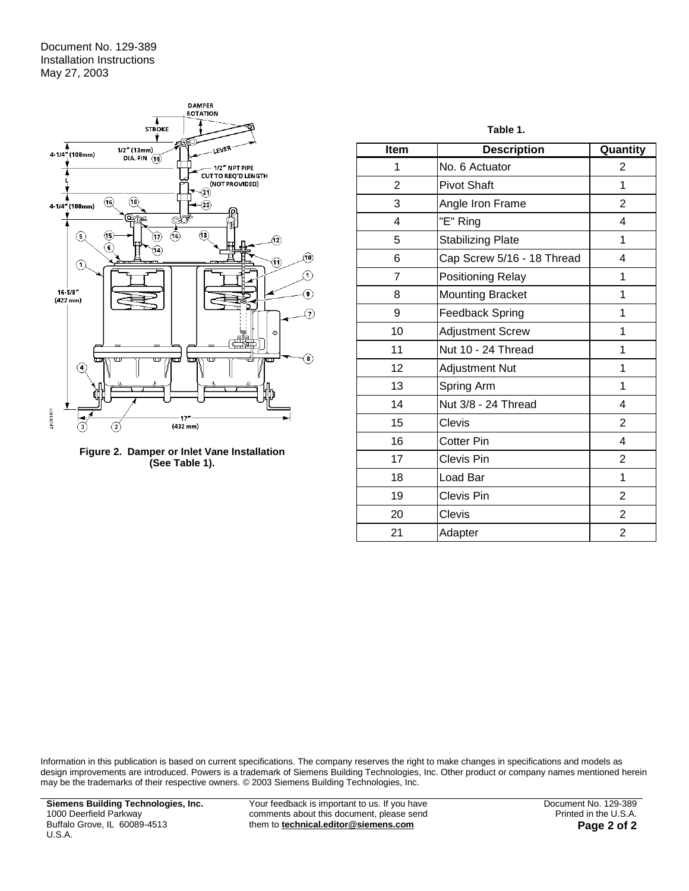DAMPER ROTATION

STROKE

LEVER

4-1/4" (108mm)

1/2" (13mm) DIA. PIN

L

1/2" NPT PIPE CUT TO REQ'D LENGTH (NOT PROVIDED)

4-1/4" (108mm)

16-5/8" (422 mm)

17" (432 mm)

Figure 2. Damper or Inlet Vane Installation (See Table 1).

**Table 1.**

| Item | Description | Quantity |
|---|---|---|
| 1 | No. 6 Actuator | 2 |
| 2 | Pivot Shaft | 1 |
| 3 | Angle Iron Frame | 2 |
| 4 | "E" Ring | 4 |
| 5 | Stabilizing Plate | 1 |
| 6 | Cap Screw 5/16 - 18 Thread | 4 |
| 7 | Positioning Relay | 1 |
| 8 | Mounting Bracket | 1 |
| 9 | Feedback Spring | 1 |
| 10 | Adjustment Screw | 1 |
| 11 | Nut 10 - 24 Thread | 1 |
| 12 | Adjustment Nut | 1 |
| 13 | Spring Arm | 1 |
| 14 | Nut 3/8 - 24 Thread | 4 |
| 15 | Clevis | 2 |
| 16 | Cotter Pin | 4 |
| 17 | Clevis Pin | 2 |
| 18 | Load Bar | 1 |
| 19 | Clevis Pin | 2 |
| 20 | Clevis | 2 |
| 21 | Adapter | 2 |

Information in this publication is based on current specifications. The company reserves the right to make changes in specifications and models as design improvements are introduced. Powers is a trademark of Siemens Building Technologies, Inc. Other product or company names mentioned herein may be the trademarks of their respective owners. © 2003 Siemens Building Technologies, Inc.

**Siemens Building Technologies, Inc.**
1000 Deerfield Parkway
Buffalo Grove, IL 60089-4513
U.S.A.

Your feedback is important to us. If you have comments about this document, please send them to **technical.editor@siemens.com**

Document No. 129-389
Printed in the U.S.A.